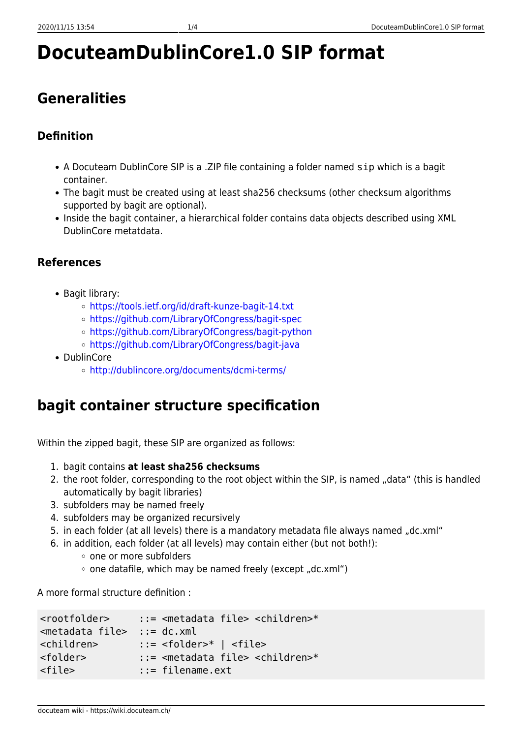# DocuteamDublinCore1.0 SIP format

## Generalities

### Definition

- A Docuteam DublinCore SIP is a .ZIP file containing a folder named `sip` which is a bagit container.
- The bagit must be created using at least sha256 checksums (other checksum algorithms supported by bagit are optional).
- Inside the bagit container, a hierarchical folder contains data objects described using XML DublinCore metatdata.

### References

- Bagit library:
  - https://tools.ietf.org/id/draft-kunze-bagit-14.txt
  - https://github.com/LibraryOfCongress/bagit-spec
  - https://github.com/LibraryOfCongress/bagit-python
  - https://github.com/LibraryOfCongress/bagit-java
- DublinCore
  - http://dublincore.org/documents/dcmi-terms/

## bagit container structure specification

Within the zipped bagit, these SIP are organized as follows:

1. bagit contains **at least sha256 checksums**
2. the root folder, corresponding to the root object within the SIP, is named „data" (this is handled automatically by bagit libraries)
3. subfolders may be named freely
4. subfolders may be organized recursively
5. in each folder (at all levels) there is a mandatory metadata file always named „dc.xml"
6. in addition, each folder (at all levels) may contain either (but not both!):
   - one or more subfolders
   - one datafile, which may be named freely (except „dc.xml")

A more formal structure definition :

```
<rootfolder>     ::= <metadata file> <children>*
<metadata file>  ::= dc.xml
<children>       ::= <folder>* | <file>
<folder>         ::= <metadata file> <children>*
<file>           ::= filename.ext
```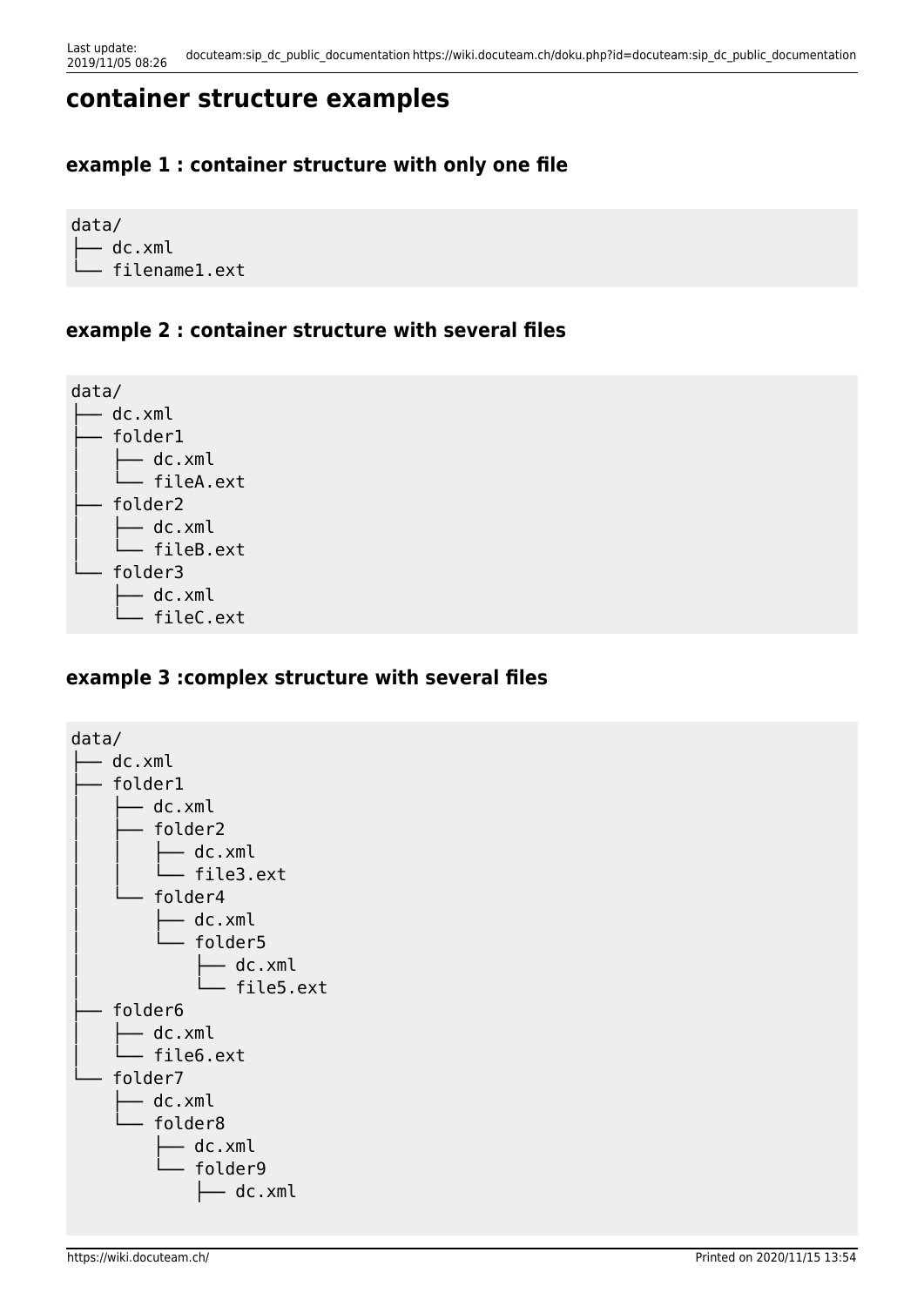## container structure examples

### example 1 : container structure with only one file

```
data/
├── dc.xml
└── filename1.ext
```

### example 2 : container structure with several files

```
data/
├── dc.xml
├── folder1
│   ├── dc.xml
│   └── fileA.ext
├── folder2
│   ├── dc.xml
│   └── fileB.ext
└── folder3
    ├── dc.xml
    └── fileC.ext
```

### example 3 :complex structure with several files

```
data/
├── dc.xml
├── folder1
│   ├── dc.xml
│   ├── folder2
│   │   ├── dc.xml
│   │   └── file3.ext
│   └── folder4
│       ├── dc.xml
│       └── folder5
│           ├── dc.xml
│           └── file5.ext
├── folder6
│   ├── dc.xml
│   └── file6.ext
└── folder7
    ├── dc.xml
    └── folder8
        ├── dc.xml
        └── folder9
            ├── dc.xml
```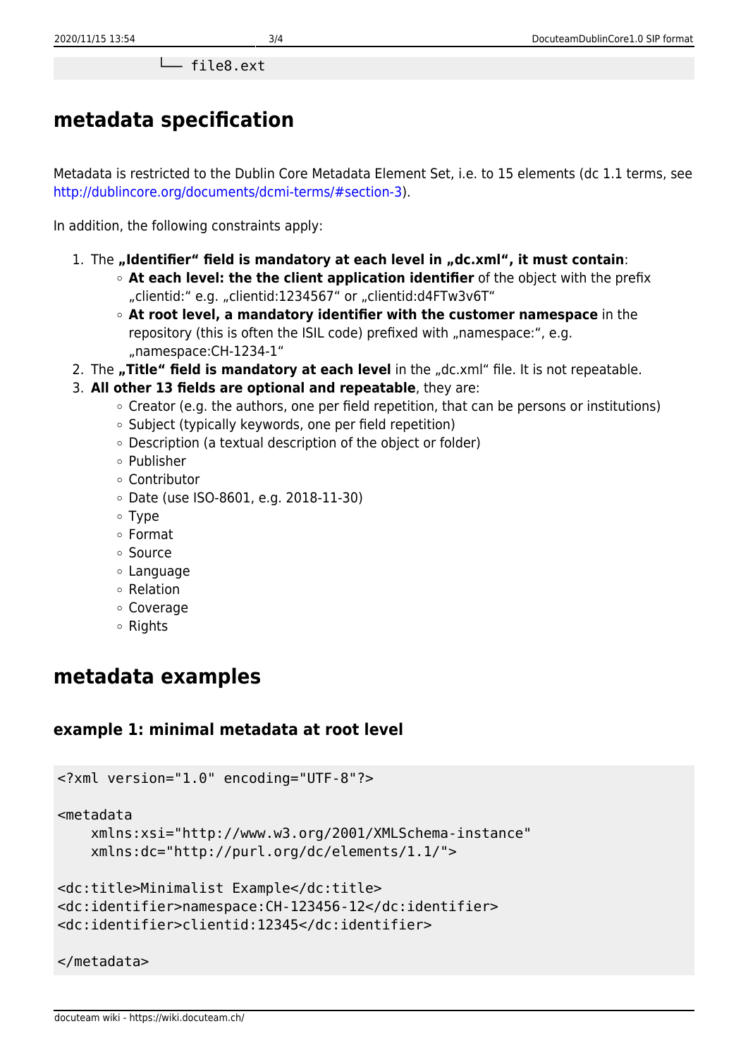```
    └── file8.ext
```

## metadata specification

Metadata is restricted to the Dublin Core Metadata Element Set, i.e. to 15 elements (dc 1.1 terms, see http://dublincore.org/documents/dcmi-terms/#section-3).

In addition, the following constraints apply:

1. The **„Identifier“ field is mandatory at each level in „dc.xml“, it must contain**:
   - **At each level: the the client application identifier** of the object with the prefix „clientid:“ e.g. „clientid:1234567“ or „clientid:d4FTw3v6T“
   - **At root level, a mandatory identifier with the customer namespace** in the repository (this is often the ISIL code) prefixed with „namespace:“, e.g. „namespace:CH-1234-1“
2. The **„Title“ field is mandatory at each level** in the „dc.xml“ file. It is not repeatable.
3. **All other 13 fields are optional and repeatable**, they are:
   - Creator (e.g. the authors, one per field repetition, that can be persons or institutions)
   - Subject (typically keywords, one per field repetition)
   - Description (a textual description of the object or folder)
   - Publisher
   - Contributor
   - Date (use ISO-8601, e.g. 2018-11-30)
   - Type
   - Format
   - Source
   - Language
   - Relation
   - Coverage
   - Rights

## metadata examples

### example 1: minimal metadata at root level

```
<?xml version="1.0" encoding="UTF-8"?>

<metadata
    xmlns:xsi="http://www.w3.org/2001/XMLSchema-instance"
    xmlns:dc="http://purl.org/dc/elements/1.1/">

<dc:title>Minimalist Example</dc:title>
<dc:identifier>namespace:CH-123456-12</dc:identifier>
<dc:identifier>clientid:12345</dc:identifier>

</metadata>
```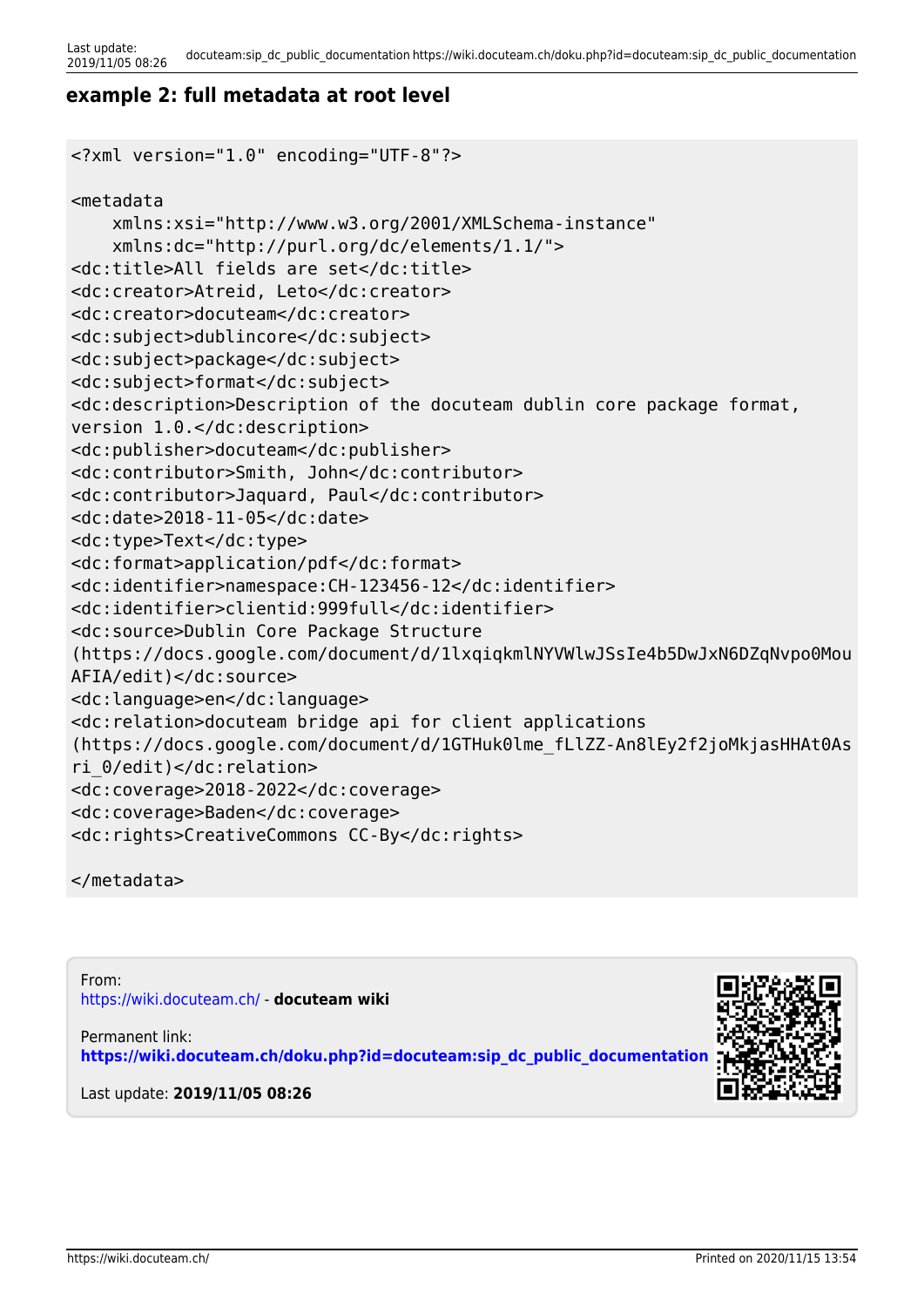### example 2: full metadata at root level

```
<?xml version="1.0" encoding="UTF-8"?>

<metadata
    xmlns:xsi="http://www.w3.org/2001/XMLSchema-instance"
    xmlns:dc="http://purl.org/dc/elements/1.1/">
<dc:title>All fields are set</dc:title>
<dc:creator>Atreid, Leto</dc:creator>
<dc:creator>docuteam</dc:creator>
<dc:subject>dublincore</dc:subject>
<dc:subject>package</dc:subject>
<dc:subject>format</dc:subject>
<dc:description>Description of the docuteam dublin core package format,
version 1.0.</dc:description>
<dc:publisher>docuteam</dc:publisher>
<dc:contributor>Smith, John</dc:contributor>
<dc:contributor>Jaquard, Paul</dc:contributor>
<dc:date>2018-11-05</dc:date>
<dc:type>Text</dc:type>
<dc:format>application/pdf</dc:format>
<dc:identifier>namespace:CH-123456-12</dc:identifier>
<dc:identifier>clientid:999full</dc:identifier>
<dc:source>Dublin Core Package Structure
(https://docs.google.com/document/d/1lxqiqkmlNYVWlwJSsIe4b5DwJxN6DZqNvpo0Mou
AFIA/edit)</dc:source>
<dc:language>en</dc:language>
<dc:relation>docuteam bridge api for client applications
(https://docs.google.com/document/d/1GTHuk0lme_fLlZZ-An8lEy2f2joMkjasHHAt0As
ri_0/edit)</dc:relation>
<dc:coverage>2018-2022</dc:coverage>
<dc:coverage>Baden</dc:coverage>
<dc:rights>CreativeCommons CC-By</dc:rights>

</metadata>
```

From:
https://wiki.docuteam.ch/ - **docuteam wiki**

Permanent link:
**https://wiki.docuteam.ch/doku.php?id=docuteam:sip_dc_public_documentation**

Last update: **2019/11/05 08:26**